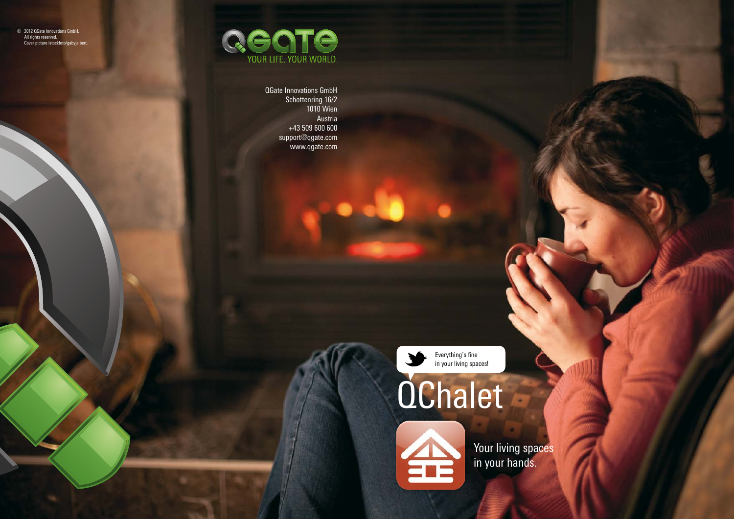© 2012 QGate Innovations GmbH.
All rights reserved.
Cover picture istockfoto/gabyjalbert.

QGATE
YOUR LIFE. YOUR WORLD.

QGate Innovations GmbH
Schottenring 16/2
1010 Wien
Austria
+43 509 600 600
support@qgate.com
www.qgate.com

Everything's fine
in your living spaces!

# QChalet

Your living spaces
in your hands.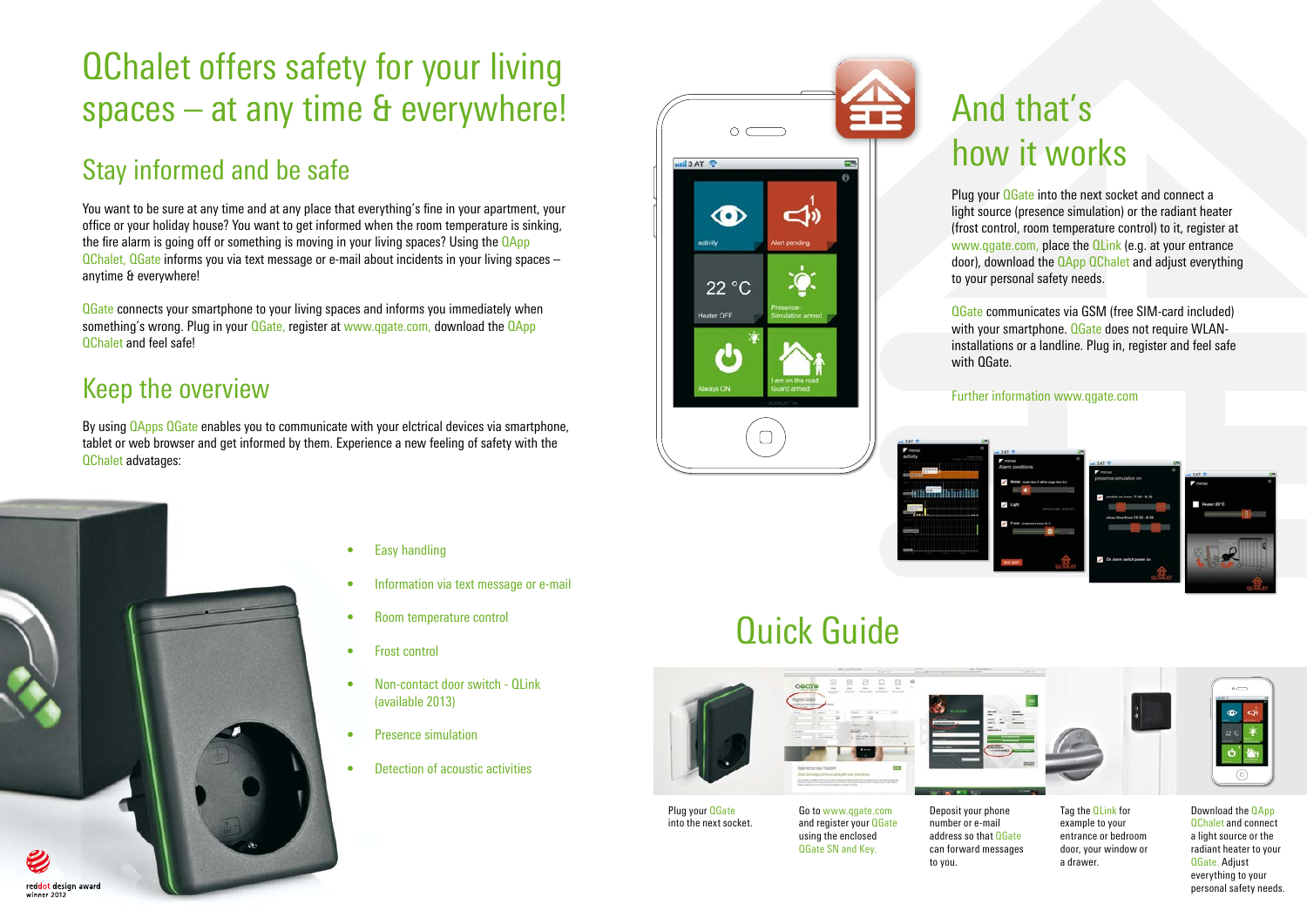# QChalet offers safety for your living spaces – at any time & everywhere!

## Stay informed and be safe

You want to be sure at any time and at any place that everything's fine in your apartment, your office or your holiday house? You want to get informed when the room temperature is sinking, the fire alarm is going off or something is moving in your living spaces? Using the QApp QChalet, QGate informs you via text message or e-mail about incidents in your living spaces – anytime & everywhere!

QGate connects your smartphone to your living spaces and informs you immediately when something's wrong. Plug in your QGate, register at www.qgate.com, download the QApp QChalet and feel safe!

## Keep the overview

By using QApps QGate enables you to communicate with your elctrical devices via smartphone, tablet or web browser and get informed by them. Experience a new feeling of safety with the QChalet advatages:

- Easy handling
- Information via text message or e-mail
- Room temperature control
- Frost control
- Non-contact door switch - QLink (available 2013)
- Presence simulation
- Detection of acoustic activities

reddot design award winner 2012

## And that's how it works

Plug your QGate into the next socket and connect a light source (presence simulation) or the radiant heater (frost control, room temperature control) to it, register at www.qgate.com, place the QLink (e.g. at your entrance door), download the QApp QChalet and adjust everything to your personal safety needs.

QGate communicates via GSM (free SIM-card included) with your smartphone. QGate does not require WLAN-installations or a landline. Plug in, register and feel safe with QGate.

Further information www.qgate.com

## Quick Guide

Plug your QGate into the next socket.

Go to www.qgate.com and register your QGate using the enclosed QGate SN and Key.

Deposit your phone number or e-mail address so that QGate can forward messages to you.

Tag the QLink for example to your entrance or bedroom door, your window or a drawer.

Download the QApp QChalet and connect a light source or the radiant heater to your QGate. Adjust everything to your personal safety needs.